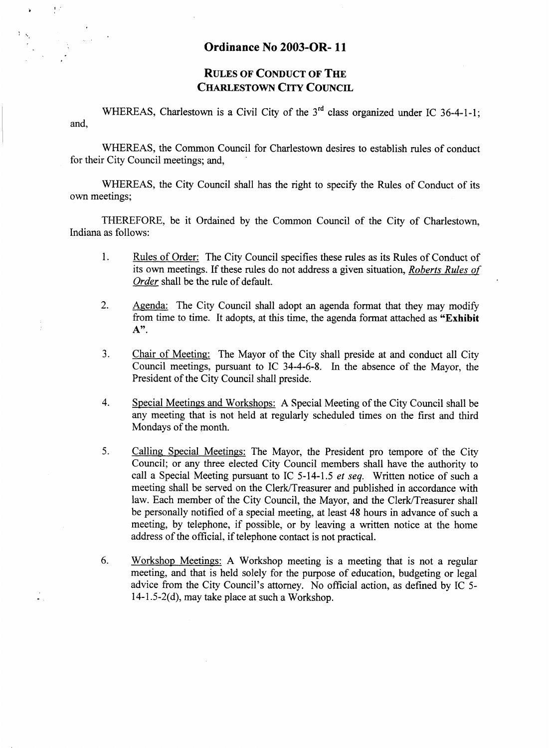# Ordinance No 2003-OR- 11

## RULES OF CONDUCT OF THE CHARLESTOWN CITY COUNCIL

WHEREAS, Charlestown is a Civil City of the 3rd class organized under IC 36-4-1-1; and,

WHEREAS, the Common Council for Charlestown desires to establish rules of conduct for their City Council meetings; and,

WHEREAS, the City Council shall has the right to specify the Rules of Conduct of its own meetings;

THEREFORE, be it Ordained by the Common Council of the City of Charlestown, Indiana as follows:

1. Rules of Order: The City Council specifies these rules as its Rules of Conduct of its own meetings. If these rules do not address a given situation, *Roberts Rules of Order* shall be the rule of default.

2. Agenda: The City Council shall adopt an agenda format that they may modify from time to time. It adopts, at this time, the agenda format attached as **"Exhibit A"**.

3. Chair of Meeting: The Mayor of the City shall preside at and conduct all City Council meetings, pursuant to IC 34-4-6-8. In the absence of the Mayor, the President of the City Council shall preside.

4. Special Meetings and Workshops: A Special Meeting of the City Council shall be any meeting that is not held at regularly scheduled times on the first and third Mondays of the month.

5. Calling Special Meetings: The Mayor, the President pro tempore of the City Council; or any three elected City Council members shall have the authority to call a Special Meeting pursuant to IC 5-14-1.5 *et seq.* Written notice of such a meeting shall be served on the Clerk/Treasurer and published in accordance with law. Each member of the City Council, the Mayor, and the Clerk/Treasurer shall be personally notified of a special meeting, at least 48 hours in advance of such a meeting, by telephone, if possible, or by leaving a written notice at the home address of the official, if telephone contact is not practical.

6. Workshop Meetings: A Workshop meeting is a meeting that is not a regular meeting, and that is held solely for the purpose of education, budgeting or legal advice from the City Council's attorney. No official action, as defined by IC 5-14-1.5-2(d), may take place at such a Workshop.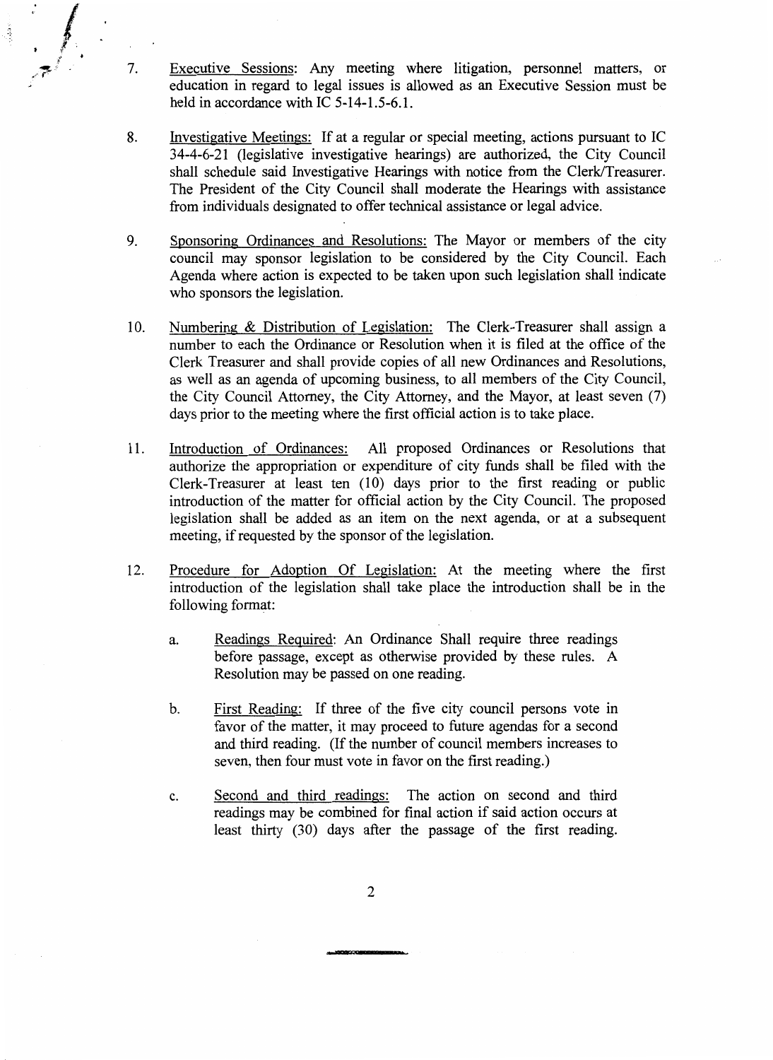7. Executive Sessions: Any meeting where litigation, personnel matters, or education in regard to legal issues is allowed as an Executive Session must be held in accordance with IC 5-14-1.5-6.1.

8. Investigative Meetings: If at a regular or special meeting, actions pursuant to IC 34-4-6-21 (legislative investigative hearings) are authorized, the City Council shall schedule said Investigative Hearings with notice from the Clerk/Treasurer. The President of the City Council shall moderate the Hearings with assistance from individuals designated to offer technical assistance or legal advice.

9. Sponsoring Ordinances and Resolutions: The Mayor or members of the city council may sponsor legislation to be considered by the City Council. Each Agenda where action is expected to be taken upon such legislation shall indicate who sponsors the legislation.

10. Numbering & Distribution of Legislation: The Clerk-Treasurer shall assign a number to each the Ordinance or Resolution when it is filed at the office of the Clerk Treasurer and shall provide copies of all new Ordinances and Resolutions, as well as an agenda of upcoming business, to all members of the City Council, the City Council Attorney, the City Attorney, and the Mayor, at least seven (7) days prior to the meeting where the first official action is to take place.

11. Introduction of Ordinances: All proposed Ordinances or Resolutions that authorize the appropriation or expenditure of city funds shall be filed with the Clerk-Treasurer at least ten (10) days prior to the first reading or public introduction of the matter for official action by the City Council. The proposed legislation shall be added as an item on the next agenda, or at a subsequent meeting, if requested by the sponsor of the legislation.

12. Procedure for Adoption Of Legislation: At the meeting where the first introduction of the legislation shall take place the introduction shall be in the following format:

    a. Readings Required: An Ordinance Shall require three readings before passage, except as otherwise provided by these rules. A Resolution may be passed on one reading.

    b. First Reading: If three of the five city council persons vote in favor of the matter, it may proceed to future agendas for a second and third reading. (If the number of council members increases to seven, then four must vote in favor on the first reading.)

    c. Second and third readings: The action on second and third readings may be combined for final action if said action occurs at least thirty (30) days after the passage of the first reading.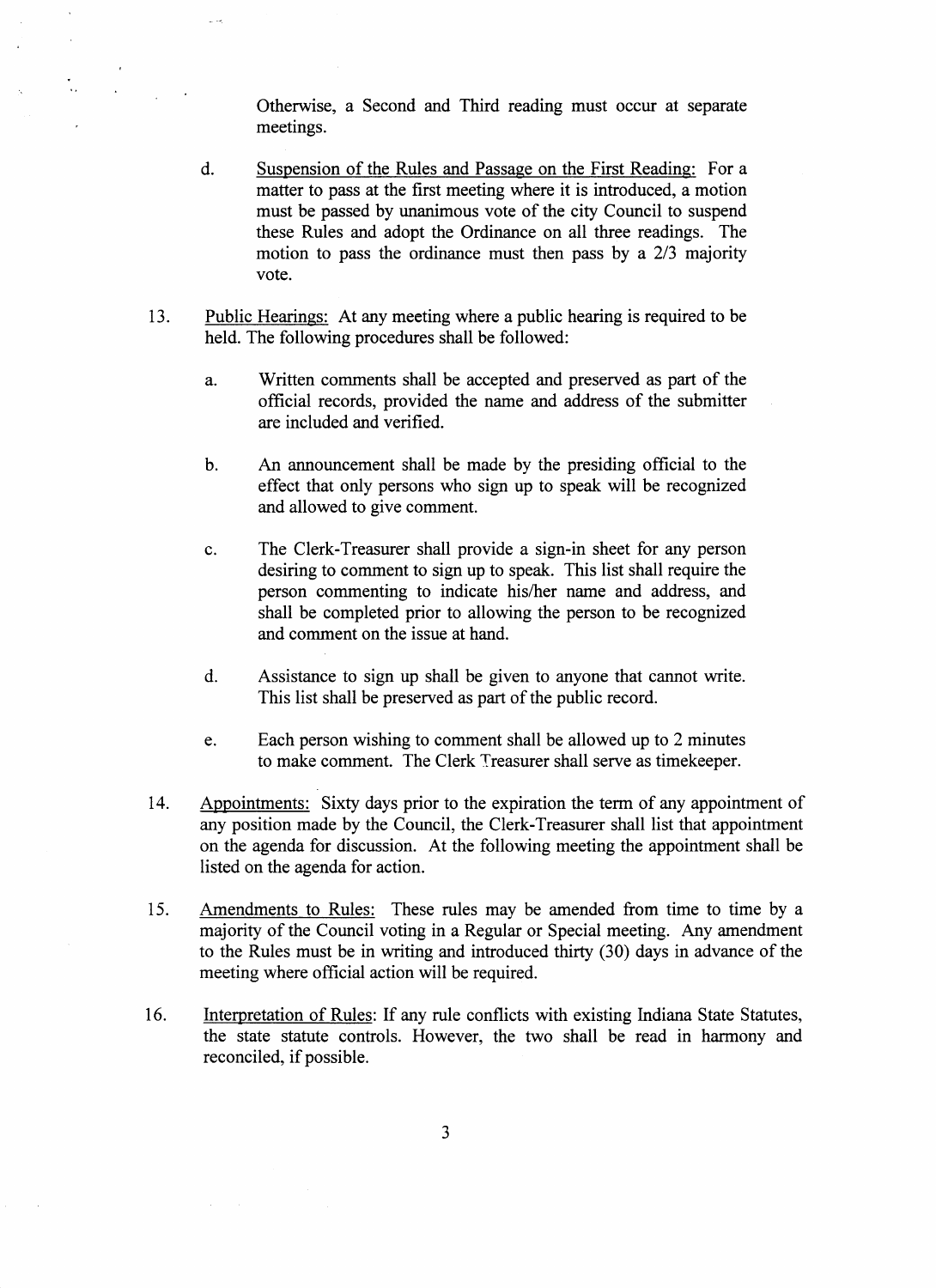Otherwise, a Second and Third reading must occur at separate meetings.

d. Suspension of the Rules and Passage on the First Reading: For a matter to pass at the first meeting where it is introduced, a motion must be passed by unanimous vote of the city Council to suspend these Rules and adopt the Ordinance on all three readings. The motion to pass the ordinance must then pass by a 2/3 majority vote.

13. Public Hearings: At any meeting where a public hearing is required to be held. The following procedures shall be followed:

    a. Written comments shall be accepted and preserved as part of the official records, provided the name and address of the submitter are included and verified.

    b. An announcement shall be made by the presiding official to the effect that only persons who sign up to speak will be recognized and allowed to give comment.

    c. The Clerk-Treasurer shall provide a sign-in sheet for any person desiring to comment to sign up to speak. This list shall require the person commenting to indicate his/her name and address, and shall be completed prior to allowing the person to be recognized and comment on the issue at hand.

    d. Assistance to sign up shall be given to anyone that cannot write. This list shall be preserved as part of the public record.

    e. Each person wishing to comment shall be allowed up to 2 minutes to make comment. The Clerk Treasurer shall serve as timekeeper.

14. Appointments: Sixty days prior to the expiration the term of any appointment of any position made by the Council, the Clerk-Treasurer shall list that appointment on the agenda for discussion. At the following meeting the appointment shall be listed on the agenda for action.

15. Amendments to Rules: These rules may be amended from time to time by a majority of the Council voting in a Regular or Special meeting. Any amendment to the Rules must be in writing and introduced thirty (30) days in advance of the meeting where official action will be required.

16. Interpretation of Rules: If any rule conflicts with existing Indiana State Statutes, the state statute controls. However, the two shall be read in harmony and reconciled, if possible.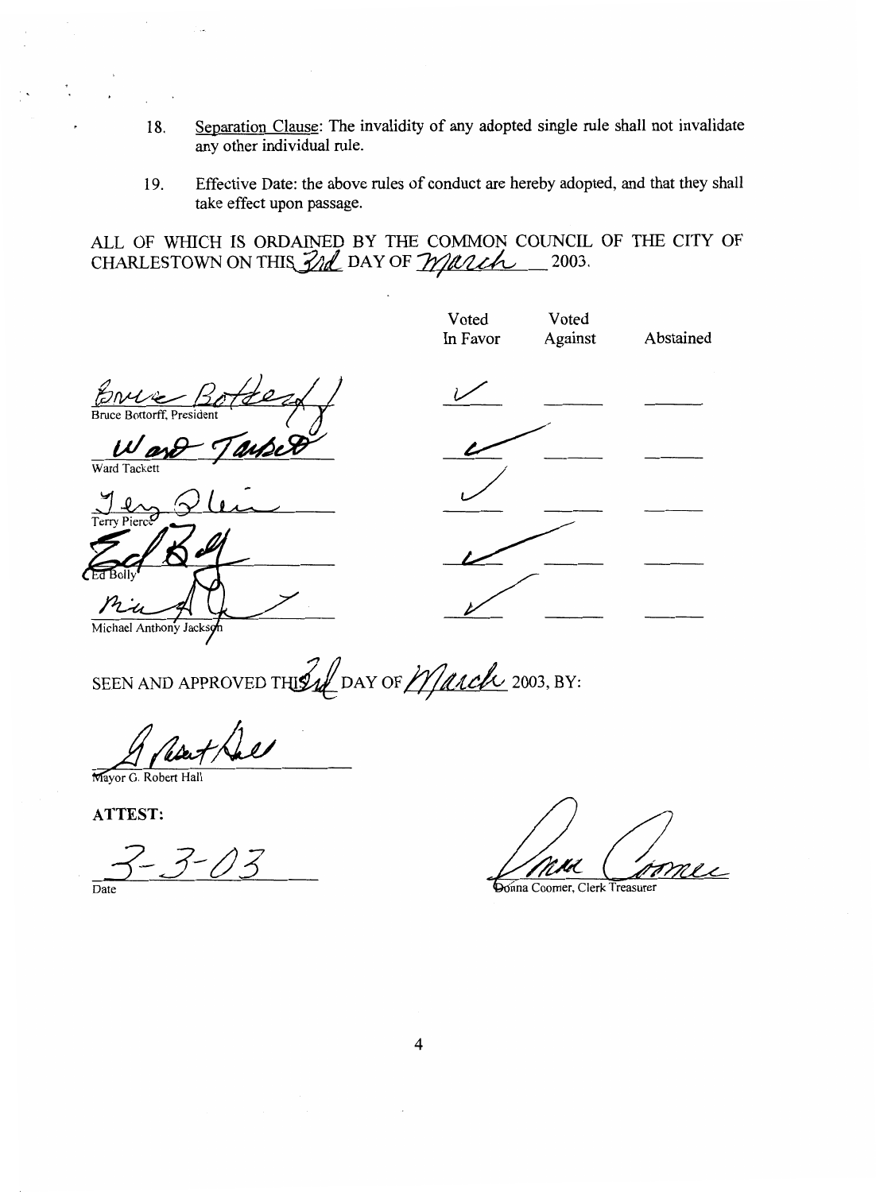18. <u>Separation Clause</u>: The invalidity of any adopted single rule shall not invalidate any other individual rule.

19. Effective Date: the above rules of conduct are hereby adopted, and that they shall take effect upon passage.

ALL OF WHICH IS ORDAINED BY THE COMMON COUNCIL OF THE CITY OF CHARLESTOWN ON THIS 3rd DAY OF March 2003.

| | Voted In Favor | Voted Against | Abstained |
|---|---|---|---|
| Bruce Bottorff, President | ✓ | | |
| Ward Tackett | ✓ | | |
| Terry Pierce | ✓ | | |
| Ed Bolly | ✓ | | |
| Michael Anthony Jackson | ✓ | | |

SEEN AND APPROVED THIS 3rd DAY OF March 2003, BY:

Mayor G. Robert Hall

**ATTEST:**

3-3-03
Date

Donna Coomer, Clerk Treasurer